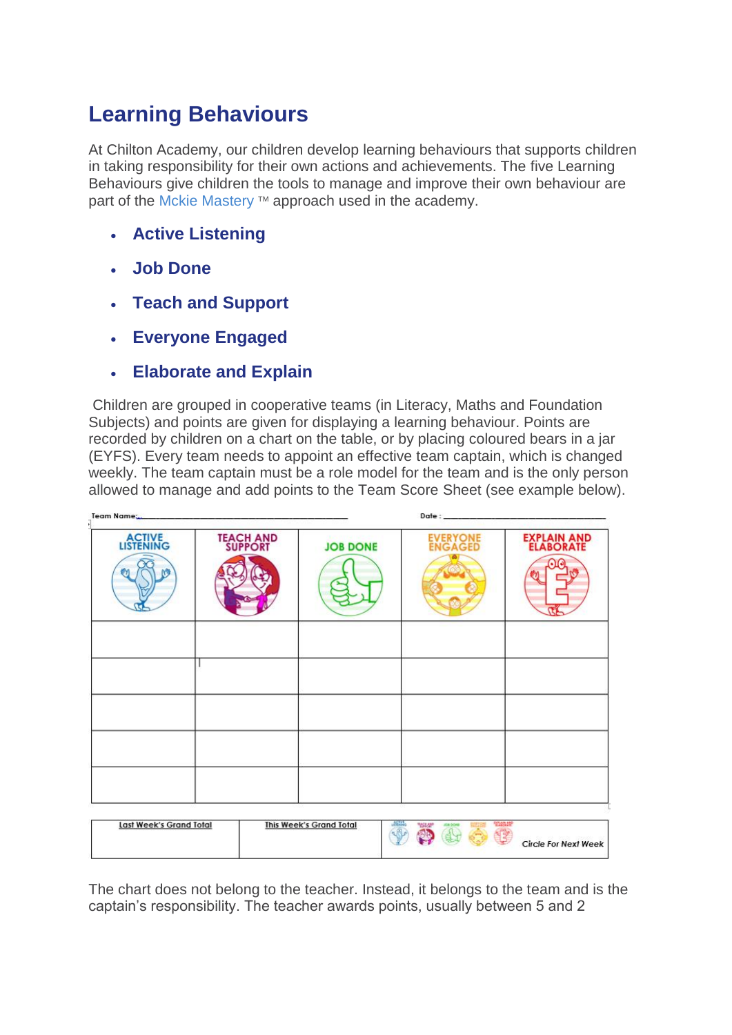# Learning Behaviours

At Chilton Academy, our children develop learning behaviours that supports children in taking responsibility for their own actions and achievements. The five Learning Behaviours give children the tools to manage and improve their own behaviour are part of the Mckie Mastery ™ approach used in the academy.

- **Active Listening**
- **Job Done**
- **Teach and Support**
- **Everyone Engaged**
- **Elaborate and Explain**

Children are grouped in cooperative teams (in Literacy, Maths and Foundation Subjects) and points are given for displaying a learning behaviour. Points are recorded by children on a chart on the table, or by placing coloured bears in a jar (EYFS). Every team needs to appoint an effective team captain, which is changed weekly. The team captain must be a role model for the team and is the only person allowed to manage and add points to the Team Score Sheet (see example below).

Team Name:\_\_\_\_\_\_\_\_\_\_\_\_\_\_\_\_\_\_\_\_ Date : \_\_\_\_\_\_\_\_\_\_\_\_\_\_\_\_\_\_\_\_

| ACTIVE LISTENING | TEACH AND SUPPORT | JOB DONE | EVERYONE ENGAGED | EXPLAIN AND ELABORATE |
|---|---|---|---|---|
| | | | | |
| | | | | |
| | | | | |
| | | | | |
| | | | | |

| Last Week's Grand Total | This Week's Grand Total | Circle For Next Week |
|---|---|---|
| | | |

The chart does not belong to the teacher. Instead, it belongs to the team and is the captain's responsibility. The teacher awards points, usually between 5 and 2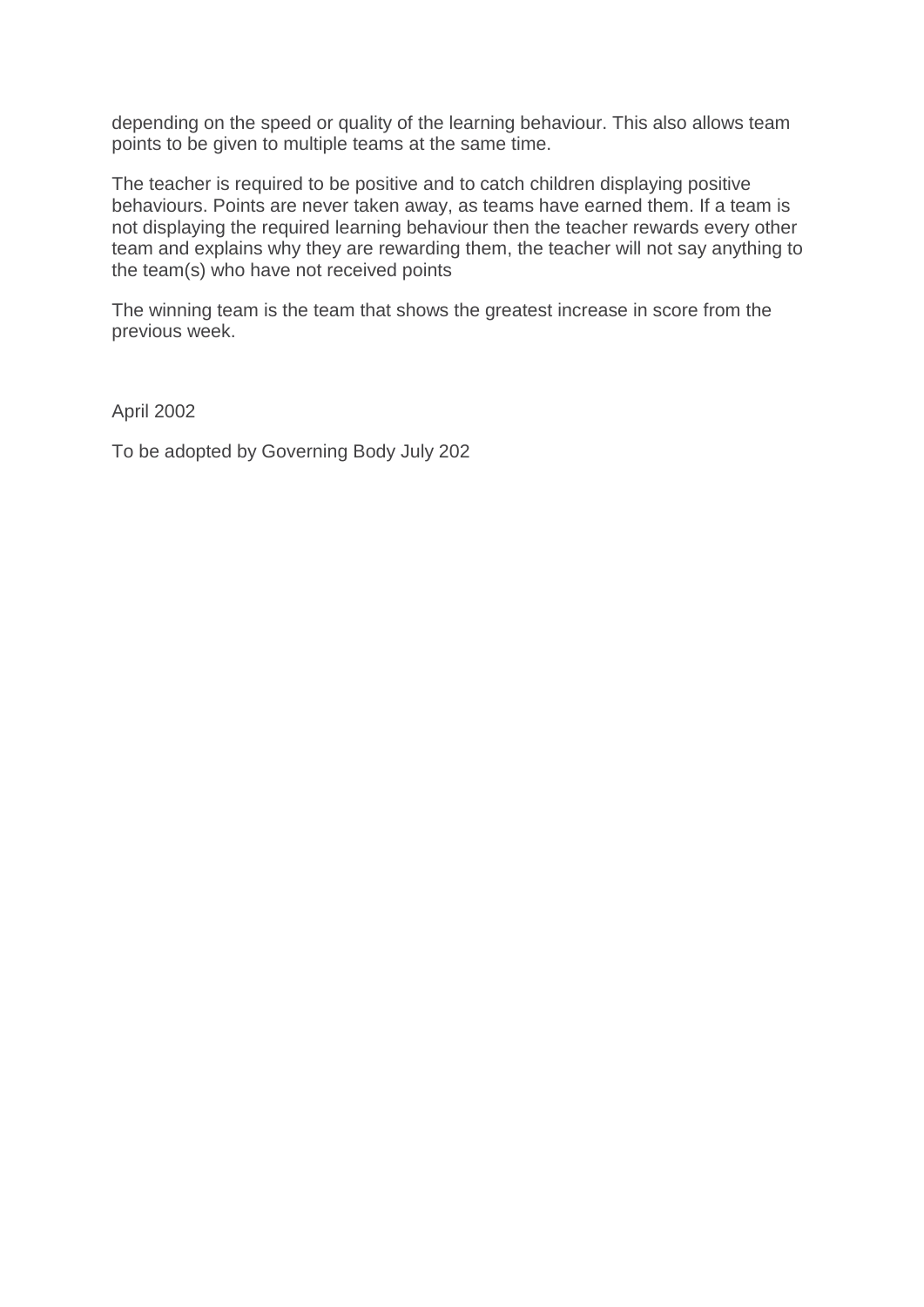depending on the speed or quality of the learning behaviour. This also allows team points to be given to multiple teams at the same time.

The teacher is required to be positive and to catch children displaying positive behaviours. Points are never taken away, as teams have earned them. If a team is not displaying the required learning behaviour then the teacher rewards every other team and explains why they are rewarding them, the teacher will not say anything to the team(s) who have not received points

The winning team is the team that shows the greatest increase in score from the previous week.

April 2002

To be adopted by Governing Body July 202